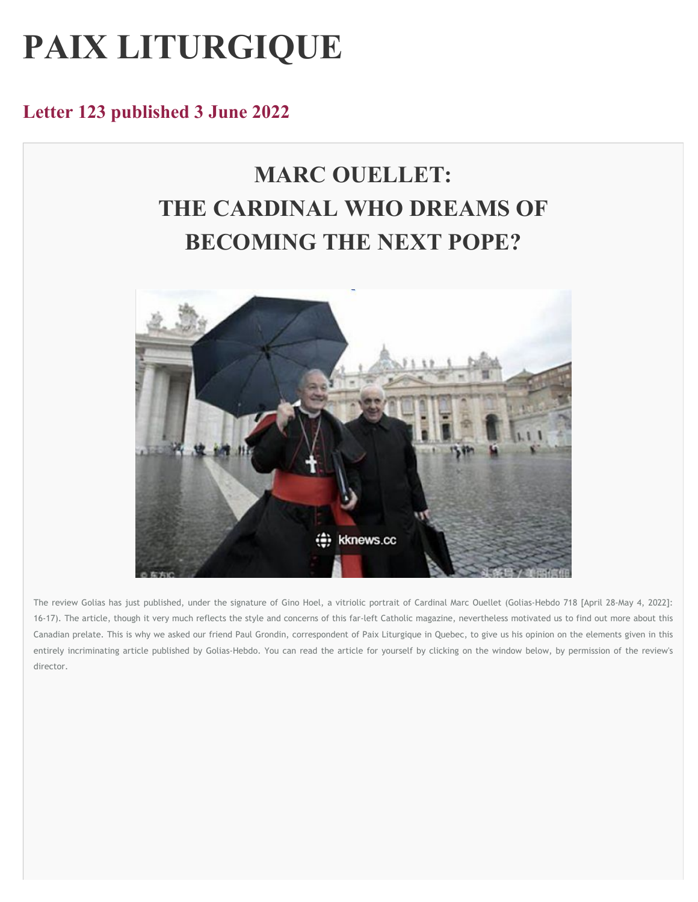# PAIX LITURGIQUE

## Letter 123 published 3 June 2022

## MARC OUELLET: THE CARDINAL WHO DREAMS OF BECOMING THE NEXT POPE?

The review Golias has just published, under the signature of Gino Hoel, a vitriolic portrait of Cardinal Marc Ouellet (Golias-Hebdo 718 [April 28-May 4, 2022]: 16-17). The article, though it very much reflects the style and concerns of this far-left Catholic magazine, nevertheless motivated us to find out more about this Canadian prelate. This is why we asked our friend Paul Grondin, correspondent of Paix Liturgique in Quebec, to give us his opinion on the elements given in this entirely incriminating article published by Golias-Hebdo. You can read the article for yourself by clicking on the window below, by permission of the review's director.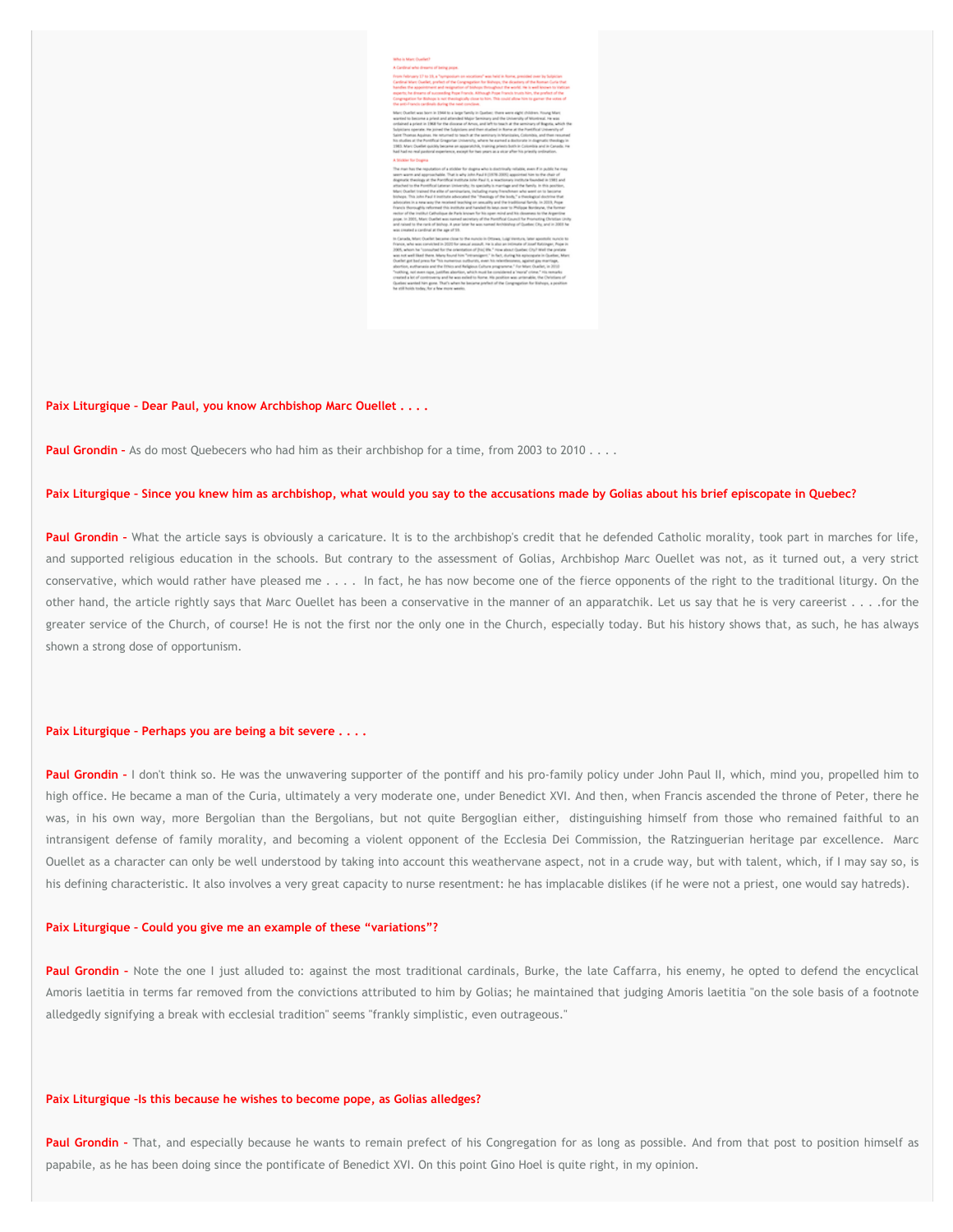**Paix Liturgique - Dear Paul, you know Archbishop Marc Ouellet . . . .**

**Paul Grondin -** As do most Quebecers who had him as their archbishop for a time, from 2003 to 2010 . . . .

**Paix Liturgique - Since you knew him as archbishop, what would you say to the accusations made by Golias about his brief episcopate in Quebec?**

**Paul Grondin -** What the article says is obviously a caricature. It is to the archbishop's credit that he defended Catholic morality, took part in marches for life, and supported religious education in the schools. But contrary to the assessment of Golias, Archbishop Marc Ouellet was not, as it turned out, a very strict conservative, which would rather have pleased me . . . . In fact, he has now become one of the fierce opponents of the right to the traditional liturgy. On the other hand, the article rightly says that Marc Ouellet has been a conservative in the manner of an apparatchik. Let us say that he is very careerist . . . .for the greater service of the Church, of course! He is not the first nor the only one in the Church, especially today. But his history shows that, as such, he has always shown a strong dose of opportunism.

**Paix Liturgique - Perhaps you are being a bit severe . . . .**

**Paul Grondin -** I don't think so. He was the unwavering supporter of the pontiff and his pro-family policy under John Paul II, which, mind you, propelled him to high office. He became a man of the Curia, ultimately a very moderate one, under Benedict XVI. And then, when Francis ascended the throne of Peter, there he was, in his own way, more Bergolian than the Bergolians, but not quite Bergoglian either, distinguishing himself from those who remained faithful to an intransigent defense of family morality, and becoming a violent opponent of the Ecclesia Dei Commission, the Ratzinguerian heritage par excellence. Marc Ouellet as a character can only be well understood by taking into account this weathervane aspect, not in a crude way, but with talent, which, if I may say so, is his defining characteristic. It also involves a very great capacity to nurse resentment: he has implacable dislikes (if he were not a priest, one would say hatreds).

**Paix Liturgique - Could you give me an example of these "variations"?**

**Paul Grondin -** Note the one I just alluded to: against the most traditional cardinals, Burke, the late Caffarra, his enemy, he opted to defend the encyclical Amoris laetitia in terms far removed from the convictions attributed to him by Golias; he maintained that judging Amoris laetitia "on the sole basis of a footnote alledgedly signifying a break with ecclesial tradition" seems "frankly simplistic, even outrageous."

**Paix Liturgique -Is this because he wishes to become pope, as Golias alledges?**

**Paul Grondin -** That, and especially because he wants to remain prefect of his Congregation for as long as possible. And from that post to position himself as papabile, as he has been doing since the pontificate of Benedict XVI. On this point Gino Hoel is quite right, in my opinion.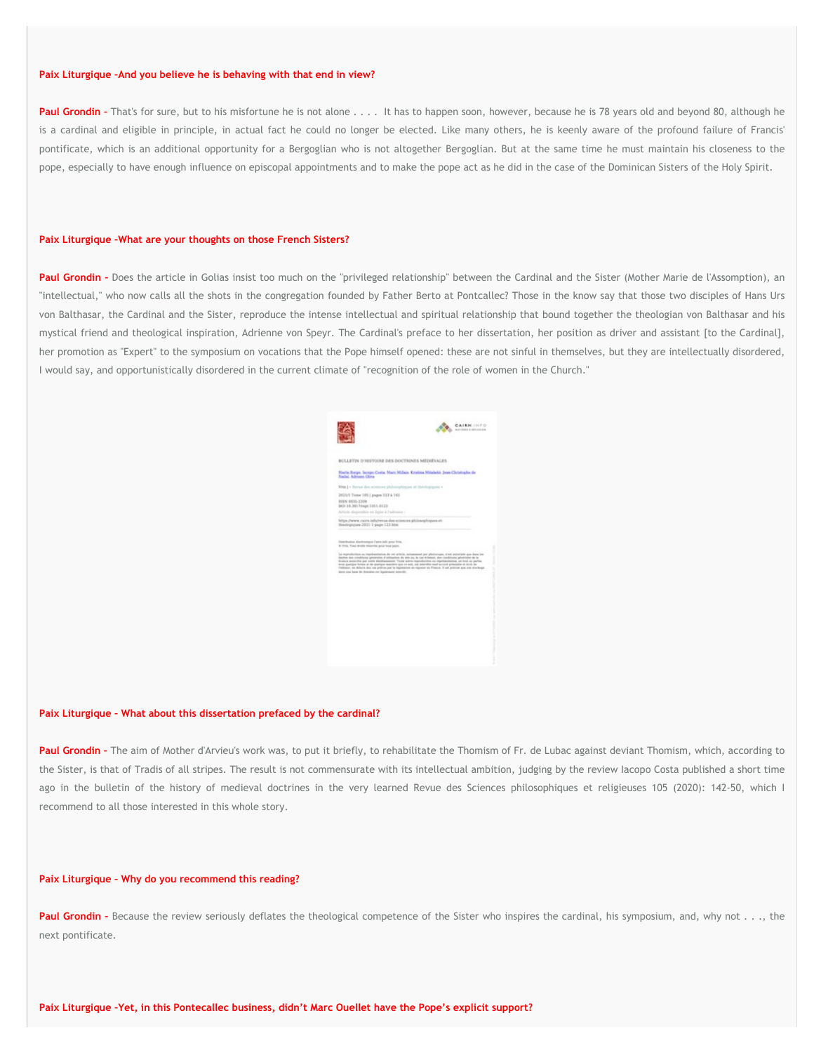**Paix Liturgique -And you believe he is behaving with that end in view?**

**Paul Grondin -** That's for sure, but to his misfortune he is not alone . . . . It has to happen soon, however, because he is 78 years old and beyond 80, although he is a cardinal and eligible in principle, in actual fact he could no longer be elected. Like many others, he is keenly aware of the profound failure of Francis' pontificate, which is an additional opportunity for a Bergoglian who is not altogether Bergoglian. But at the same time he must maintain his closeness to the pope, especially to have enough influence on episcopal appointments and to make the pope act as he did in the case of the Dominican Sisters of the Holy Spirit.

**Paix Liturgique -What are your thoughts on those French Sisters?**

**Paul Grondin -** Does the article in Golias insist too much on the "privileged relationship" between the Cardinal and the Sister (Mother Marie de l'Assomption), an "intellectual," who now calls all the shots in the congregation founded by Father Berto at Pontcallec? Those in the know say that those two disciples of Hans Urs von Balthasar, the Cardinal and the Sister, reproduce the intense intellectual and spiritual relationship that bound together the theologian von Balthasar and his mystical friend and theological inspiration, Adrienne von Speyr. The Cardinal's preface to her dissertation, her position as driver and assistant [to the Cardinal], her promotion as "Expert" to the symposium on vocations that the Pope himself opened: these are not sinful in themselves, but they are intellectually disordered, I would say, and opportunistically disordered in the current climate of "recognition of the role of women in the Church."

**Paix Liturgique - What about this dissertation prefaced by the cardinal?**

**Paul Grondin -** The aim of Mother d'Arvieu's work was, to put it briefly, to rehabilitate the Thomism of Fr. de Lubac against deviant Thomism, which, according to the Sister, is that of Tradis of all stripes. The result is not commensurate with its intellectual ambition, judging by the review Iacopo Costa published a short time ago in the bulletin of the history of medieval doctrines in the very learned Revue des Sciences philosophiques et religieuses 105 (2020): 142-50, which I recommend to all those interested in this whole story.

**Paix Liturgique - Why do you recommend this reading?**

**Paul Grondin -** Because the review seriously deflates the theological competence of the Sister who inspires the cardinal, his symposium, and, why not . . ., the next pontificate.

**Paix Liturgique -Yet, in this Pontecallec business, didn't Marc Ouellet have the Pope's explicit support?**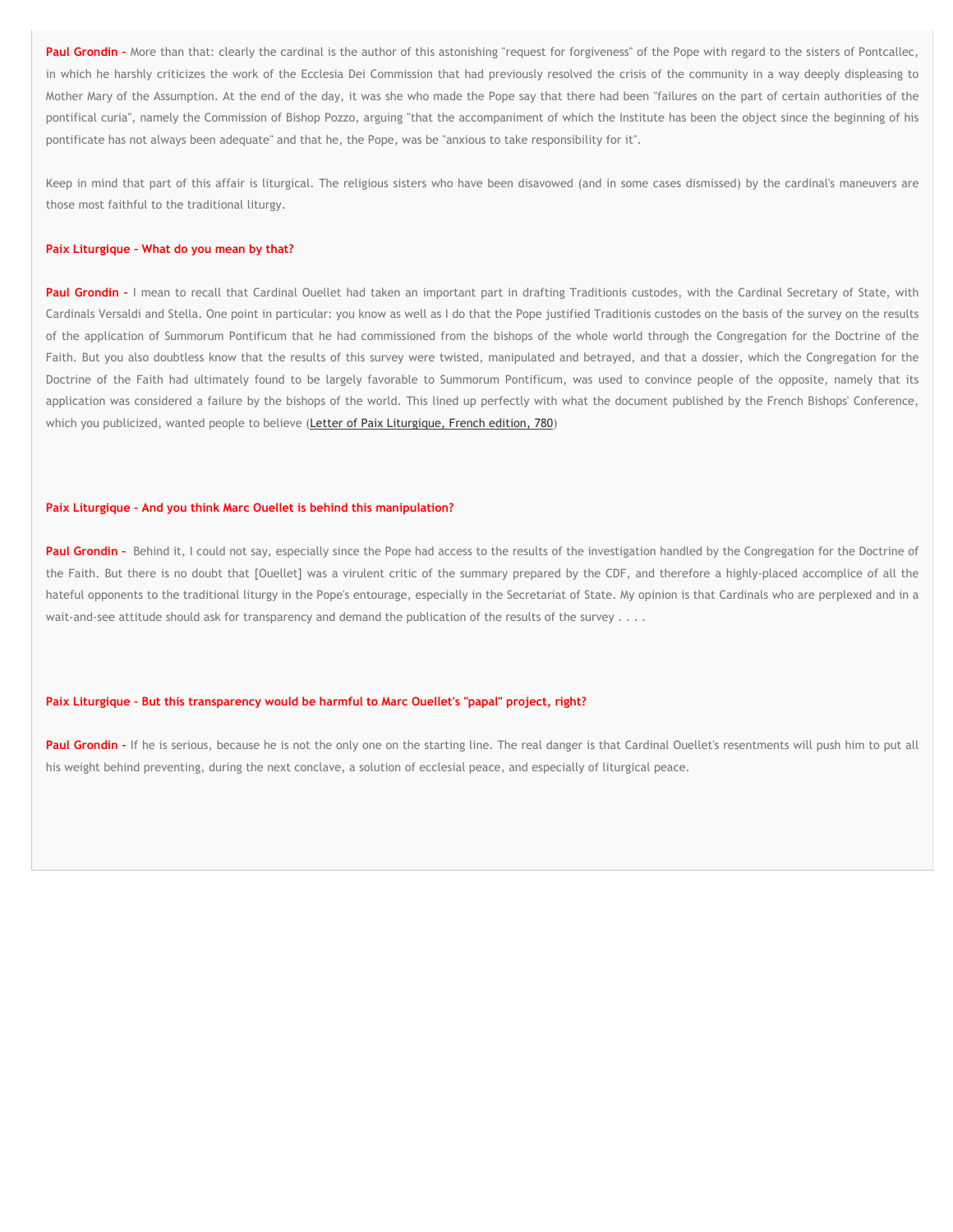**Paul Grondin -** More than that: clearly the cardinal is the author of this astonishing "request for forgiveness" of the Pope with regard to the sisters of Pontcallec, in which he harshly criticizes the work of the Ecclesia Dei Commission that had previously resolved the crisis of the community in a way deeply displeasing to Mother Mary of the Assumption. At the end of the day, it was she who made the Pope say that there had been "failures on the part of certain authorities of the pontifical curia", namely the Commission of Bishop Pozzo, arguing "that the accompaniment of which the Institute has been the object since the beginning of his pontificate has not always been adequate" and that he, the Pope, was be "anxious to take responsibility for it".

Keep in mind that part of this affair is liturgical. The religious sisters who have been disavowed (and in some cases dismissed) by the cardinal's maneuvers are those most faithful to the traditional liturgy.

**Paix Liturgique - What do you mean by that?**

**Paul Grondin -** I mean to recall that Cardinal Ouellet had taken an important part in drafting Traditionis custodes, with the Cardinal Secretary of State, with Cardinals Versaldi and Stella. One point in particular: you know as well as I do that the Pope justified Traditionis custodes on the basis of the survey on the results of the application of Summorum Pontificum that he had commissioned from the bishops of the whole world through the Congregation for the Doctrine of the Faith. But you also doubtless know that the results of this survey were twisted, manipulated and betrayed, and that a dossier, which the Congregation for the Doctrine of the Faith had ultimately found to be largely favorable to Summorum Pontificum, was used to convince people of the opposite, namely that its application was considered a failure by the bishops of the world. This lined up perfectly with what the document published by the French Bishops' Conference, which you publicized, wanted people to believe (Letter of Paix Liturgique, French edition, 780)

**Paix Liturgique - And you think Marc Ouellet is behind this manipulation?**

**Paul Grondin -** Behind it, I could not say, especially since the Pope had access to the results of the investigation handled by the Congregation for the Doctrine of the Faith. But there is no doubt that [Ouellet] was a virulent critic of the summary prepared by the CDF, and therefore a highly-placed accomplice of all the hateful opponents to the traditional liturgy in the Pope's entourage, especially in the Secretariat of State. My opinion is that Cardinals who are perplexed and in a wait-and-see attitude should ask for transparency and demand the publication of the results of the survey . . . .

**Paix Liturgique - But this transparency would be harmful to Marc Ouellet's "papal" project, right?**

**Paul Grondin -** If he is serious, because he is not the only one on the starting line. The real danger is that Cardinal Ouellet's resentments will push him to put all his weight behind preventing, during the next conclave, a solution of ecclesial peace, and especially of liturgical peace.